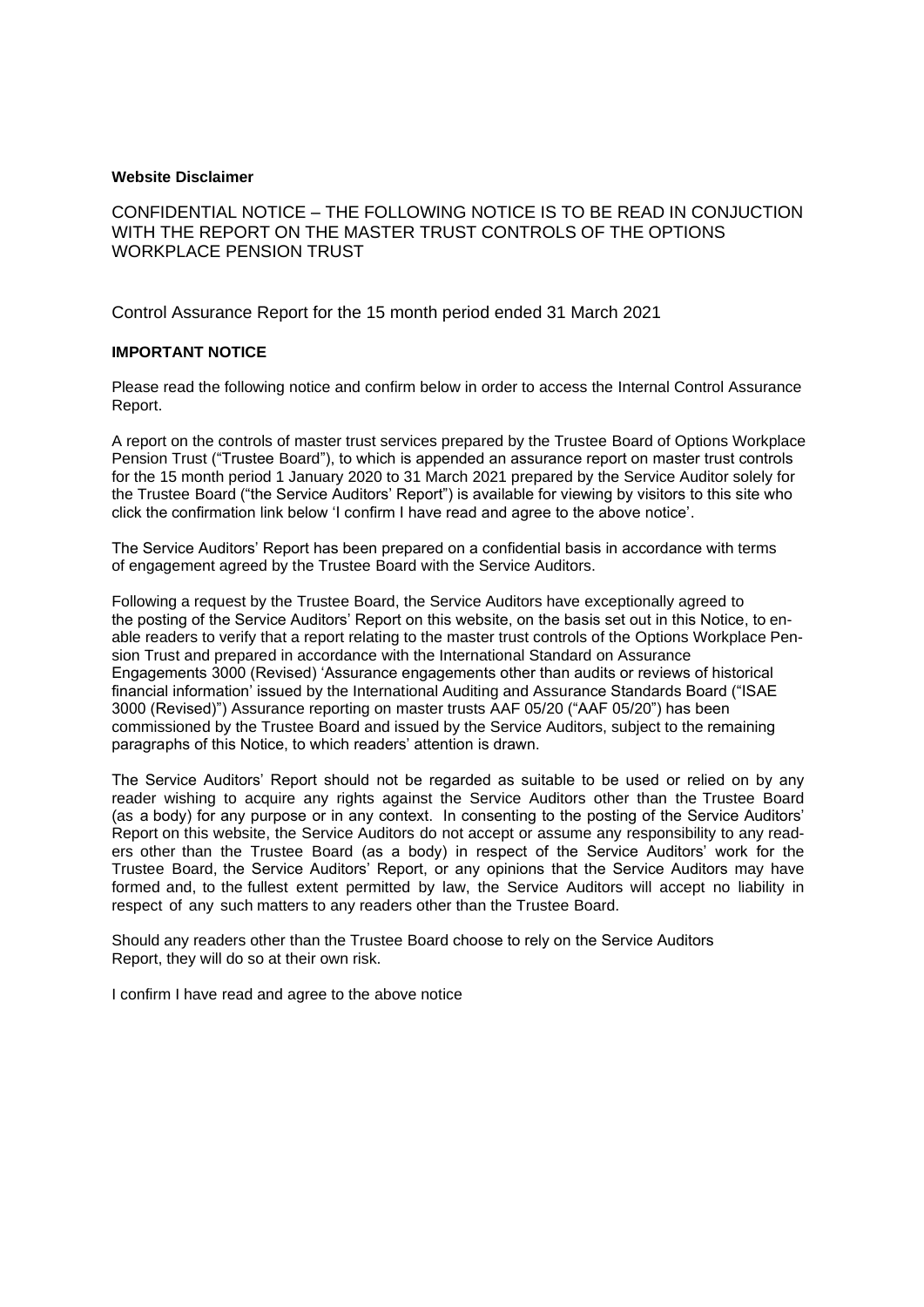**Website Disclaimer**

CONFIDENTIAL NOTICE – THE FOLLOWING NOTICE IS TO BE READ IN CONJUCTION WITH THE REPORT ON THE MASTER TRUST CONTROLS OF THE OPTIONS WORKPLACE PENSION TRUST

Control Assurance Report for the 15 month period ended 31 March 2021

**IMPORTANT NOTICE**

Please read the following notice and confirm below in order to access the Internal Control Assurance Report.

A report on the controls of master trust services prepared by the Trustee Board of Options Workplace Pension Trust ("Trustee Board"), to which is appended an assurance report on master trust controls for the 15 month period 1 January 2020 to 31 March 2021 prepared by the Service Auditor solely for the Trustee Board ("the Service Auditors' Report") is available for viewing by visitors to this site who click the confirmation link below 'I confirm I have read and agree to the above notice'.

The Service Auditors' Report has been prepared on a confidential basis in accordance with terms of engagement agreed by the Trustee Board with the Service Auditors.

Following a request by the Trustee Board, the Service Auditors have exceptionally agreed to the posting of the Service Auditors' Report on this website, on the basis set out in this Notice, to enable readers to verify that a report relating to the master trust controls of the Options Workplace Pension Trust and prepared in accordance with the International Standard on Assurance Engagements 3000 (Revised) 'Assurance engagements other than audits or reviews of historical financial information' issued by the International Auditing and Assurance Standards Board ("ISAE 3000 (Revised)") Assurance reporting on master trusts AAF 05/20 ("AAF 05/20") has been commissioned by the Trustee Board and issued by the Service Auditors, subject to the remaining paragraphs of this Notice, to which readers' attention is drawn.

The Service Auditors' Report should not be regarded as suitable to be used or relied on by any reader wishing to acquire any rights against the Service Auditors other than the Trustee Board (as a body) for any purpose or in any context. In consenting to the posting of the Service Auditors' Report on this website, the Service Auditors do not accept or assume any responsibility to any readers other than the Trustee Board (as a body) in respect of the Service Auditors' work for the Trustee Board, the Service Auditors' Report, or any opinions that the Service Auditors may have formed and, to the fullest extent permitted by law, the Service Auditors will accept no liability in respect of any such matters to any readers other than the Trustee Board.

Should any readers other than the Trustee Board choose to rely on the Service Auditors Report, they will do so at their own risk.

I confirm I have read and agree to the above notice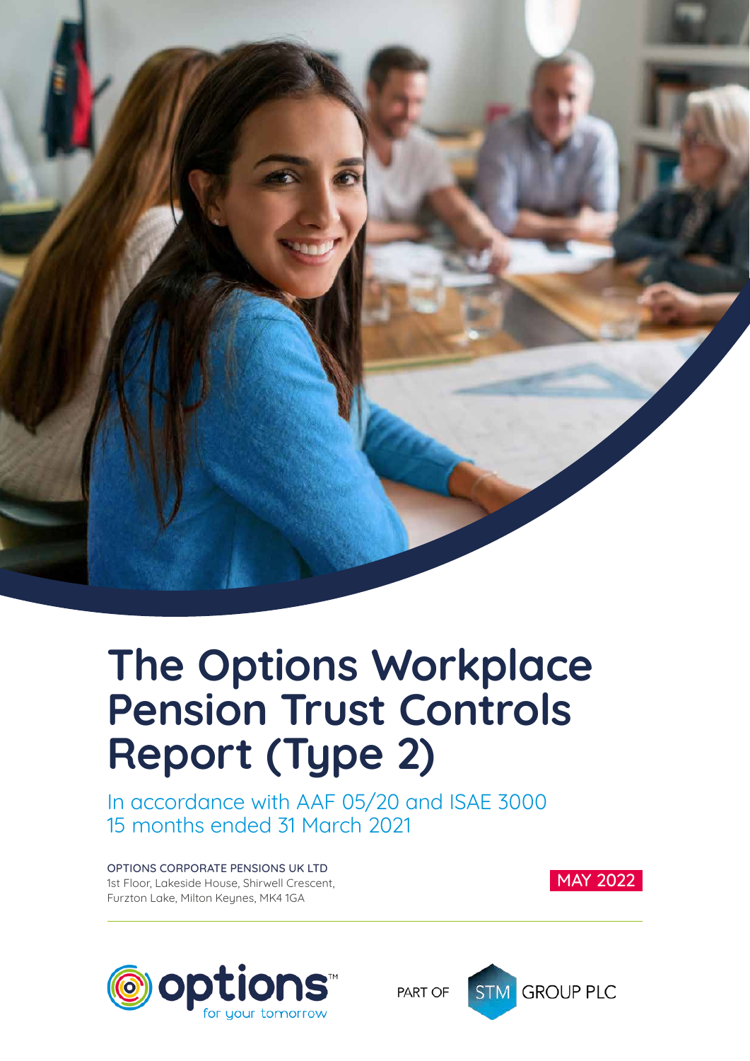# The Options Workplace Pension Trust Controls Report (Type 2)

In accordance with AAF 05/20 and ISAE 3000
15 months ended 31 March 2021

OPTIONS CORPORATE PENSIONS UK LTD
1st Floor, Lakeside House, Shirwell Crescent,
Furzton Lake, Milton Keynes, MK4 1GA

MAY 2022

options™ for your tomorrow

PART OF STM GROUP PLC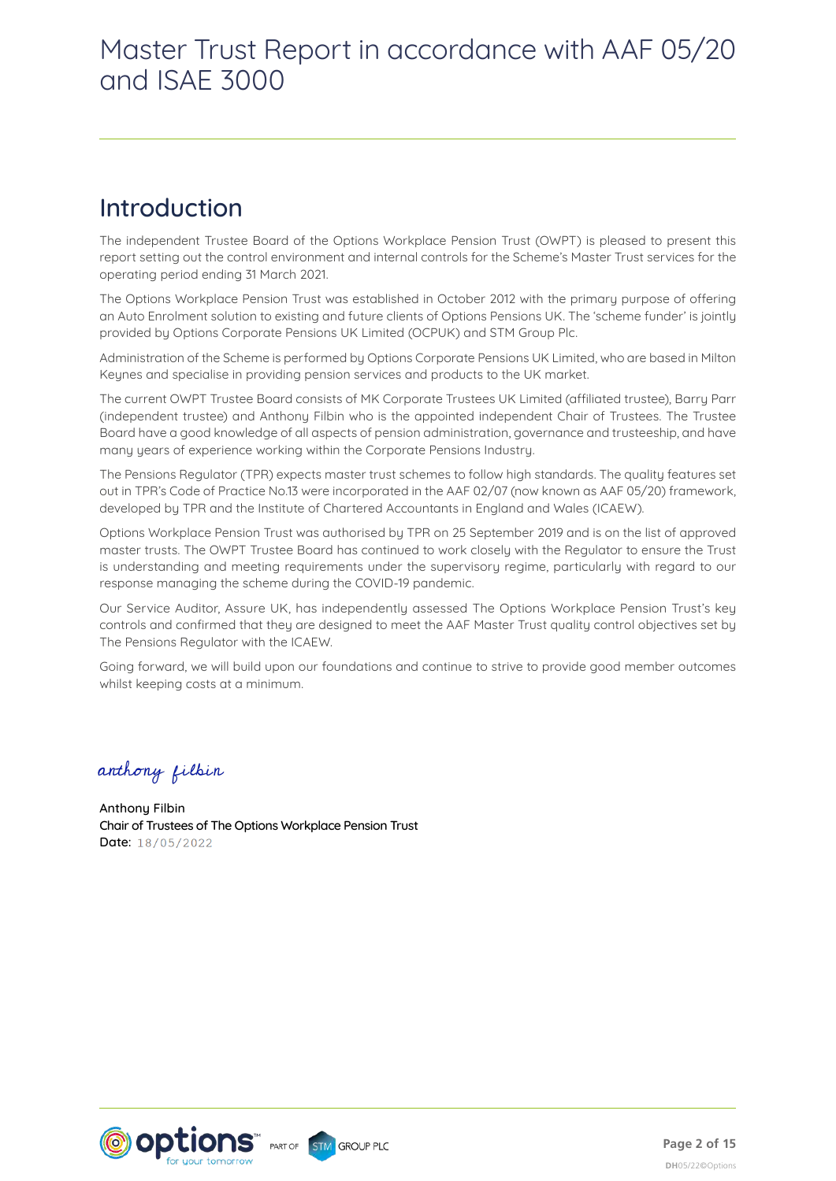# Master Trust Report in accordance with AAF 05/20 and ISAE 3000

## Introduction

The independent Trustee Board of the Options Workplace Pension Trust (OWPT) is pleased to present this report setting out the control environment and internal controls for the Scheme's Master Trust services for the operating period ending 31 March 2021.

The Options Workplace Pension Trust was established in October 2012 with the primary purpose of offering an Auto Enrolment solution to existing and future clients of Options Pensions UK. The 'scheme funder' is jointly provided by Options Corporate Pensions UK Limited (OCPUK) and STM Group Plc.

Administration of the Scheme is performed by Options Corporate Pensions UK Limited, who are based in Milton Keynes and specialise in providing pension services and products to the UK market.

The current OWPT Trustee Board consists of MK Corporate Trustees UK Limited (affiliated trustee), Barry Parr (independent trustee) and Anthony Filbin who is the appointed independent Chair of Trustees. The Trustee Board have a good knowledge of all aspects of pension administration, governance and trusteeship, and have many years of experience working within the Corporate Pensions Industry.

The Pensions Regulator (TPR) expects master trust schemes to follow high standards. The quality features set out in TPR's Code of Practice No.13 were incorporated in the AAF 02/07 (now known as AAF 05/20) framework, developed by TPR and the Institute of Chartered Accountants in England and Wales (ICAEW).

Options Workplace Pension Trust was authorised by TPR on 25 September 2019 and is on the list of approved master trusts. The OWPT Trustee Board has continued to work closely with the Regulator to ensure the Trust is understanding and meeting requirements under the supervisory regime, particularly with regard to our response managing the scheme during the COVID-19 pandemic.

Our Service Auditor, Assure UK, has independently assessed The Options Workplace Pension Trust's key controls and confirmed that they are designed to meet the AAF Master Trust quality control objectives set by The Pensions Regulator with the ICAEW.

Going forward, we will build upon our foundations and continue to strive to provide good member outcomes whilst keeping costs at a minimum.

*anthony filbin*

**Anthony Filbin**
**Chair of Trustees of The Options Workplace Pension Trust**
**Date:** 18/05/2022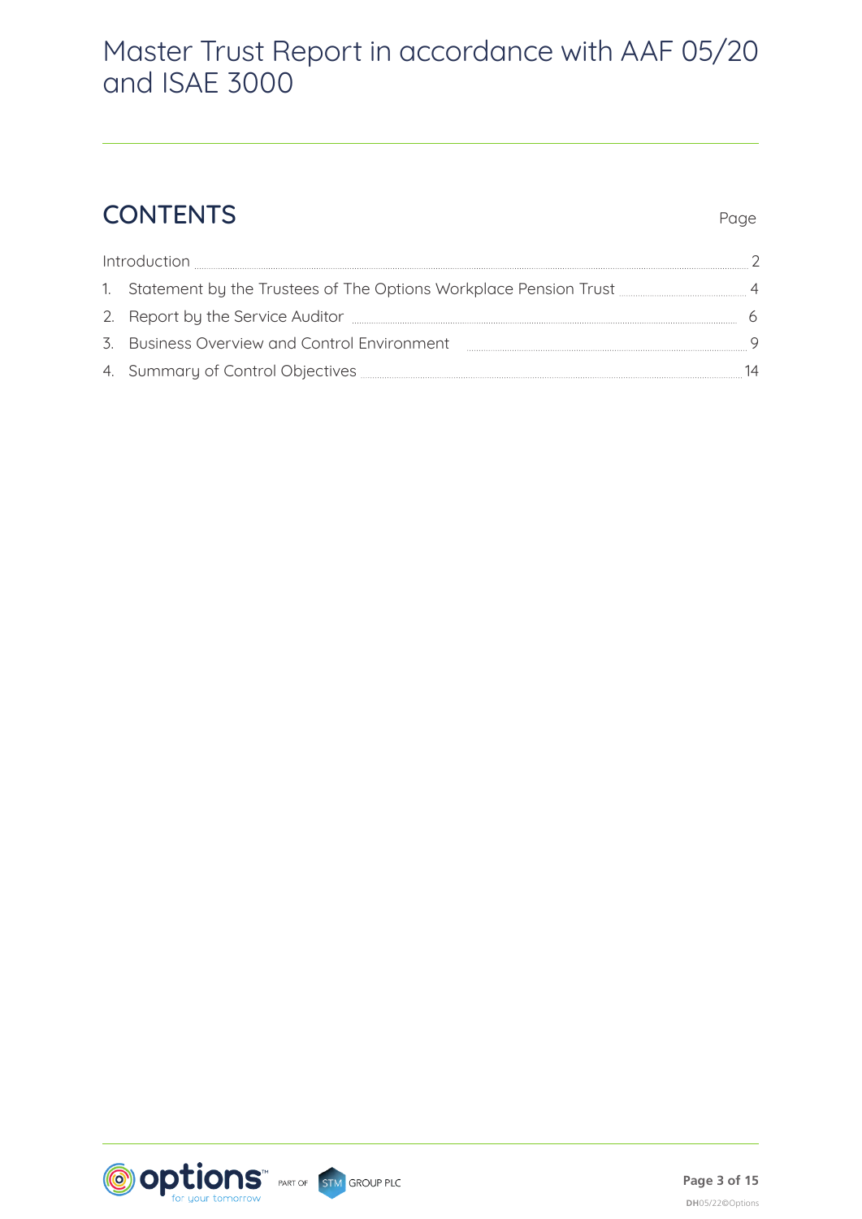# Master Trust Report in accordance with AAF 05/20 and ISAE 3000

## CONTENTS

| | Page |
|---|---|
| Introduction | 2 |
| 1. Statement by the Trustees of The Options Workplace Pension Trust | 4 |
| 2. Report by the Service Auditor | 6 |
| 3. Business Overview and Control Environment | 9 |
| 4. Summary of Control Objectives | 14 |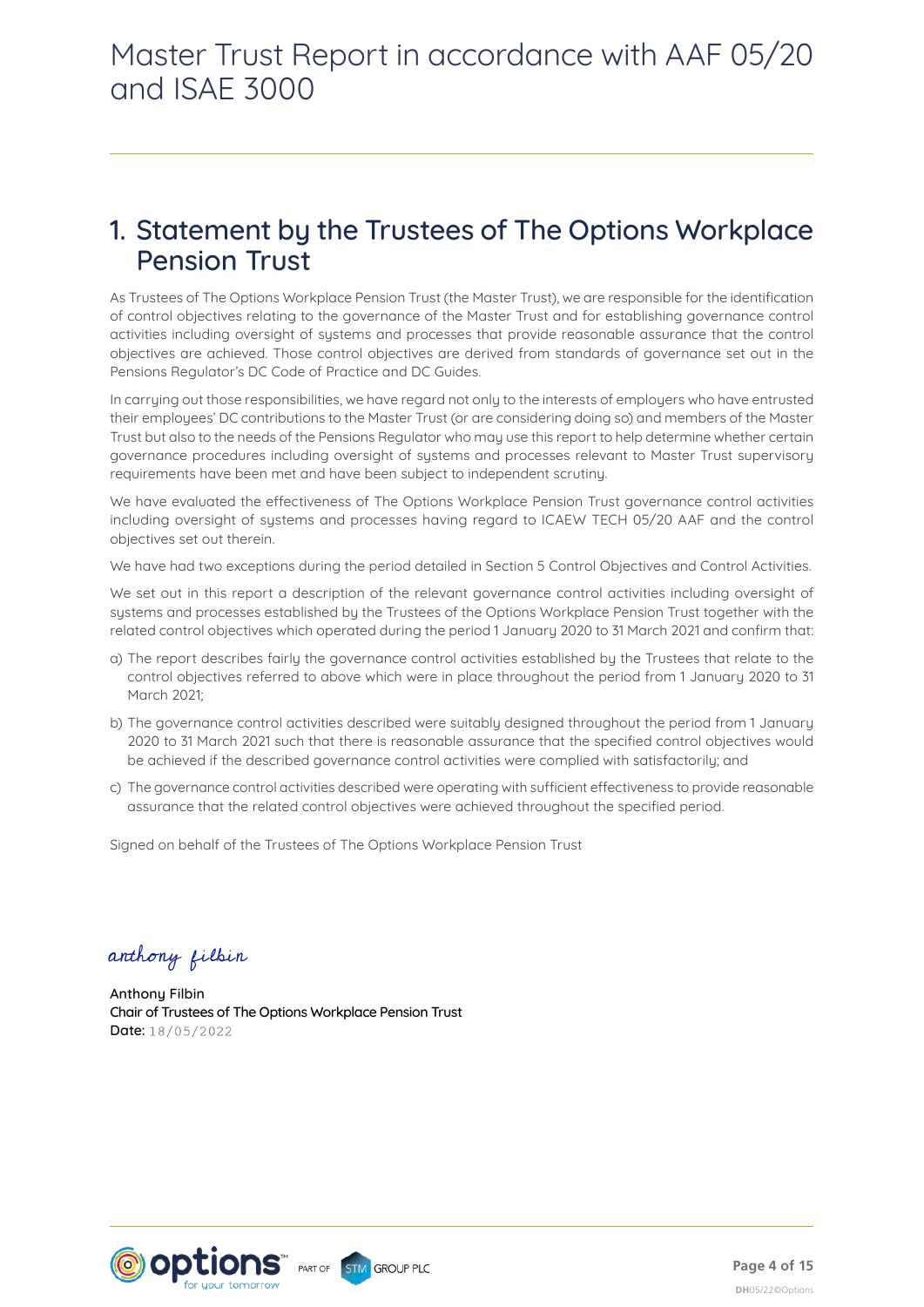# 1. Statement by the Trustees of The Options Workplace Pension Trust

As Trustees of The Options Workplace Pension Trust (the Master Trust), we are responsible for the identification of control objectives relating to the governance of the Master Trust and for establishing governance control activities including oversight of systems and processes that provide reasonable assurance that the control objectives are achieved. Those control objectives are derived from standards of governance set out in the Pensions Regulator's DC Code of Practice and DC Guides.

In carrying out those responsibilities, we have regard not only to the interests of employers who have entrusted their employees' DC contributions to the Master Trust (or are considering doing so) and members of the Master Trust but also to the needs of the Pensions Regulator who may use this report to help determine whether certain governance procedures including oversight of systems and processes relevant to Master Trust supervisory requirements have been met and have been subject to independent scrutiny.

We have evaluated the effectiveness of The Options Workplace Pension Trust governance control activities including oversight of systems and processes having regard to ICAEW TECH 05/20 AAF and the control objectives set out therein.

We have had two exceptions during the period detailed in Section 5 Control Objectives and Control Activities.

We set out in this report a description of the relevant governance control activities including oversight of systems and processes established by the Trustees of the Options Workplace Pension Trust together with the related control objectives which operated during the period 1 January 2020 to 31 March 2021 and confirm that:

a) The report describes fairly the governance control activities established by the Trustees that relate to the control objectives referred to above which were in place throughout the period from 1 January 2020 to 31 March 2021;

b) The governance control activities described were suitably designed throughout the period from 1 January 2020 to 31 March 2021 such that there is reasonable assurance that the specified control objectives would be achieved if the described governance control activities were complied with satisfactorily; and

c) The governance control activities described were operating with sufficient effectiveness to provide reasonable assurance that the related control objectives were achieved throughout the specified period.

Signed on behalf of the Trustees of The Options Workplace Pension Trust

*anthony filbin*

**Anthony Filbin**
**Chair of Trustees of The Options Workplace Pension Trust**
**Date:** 18/05/2022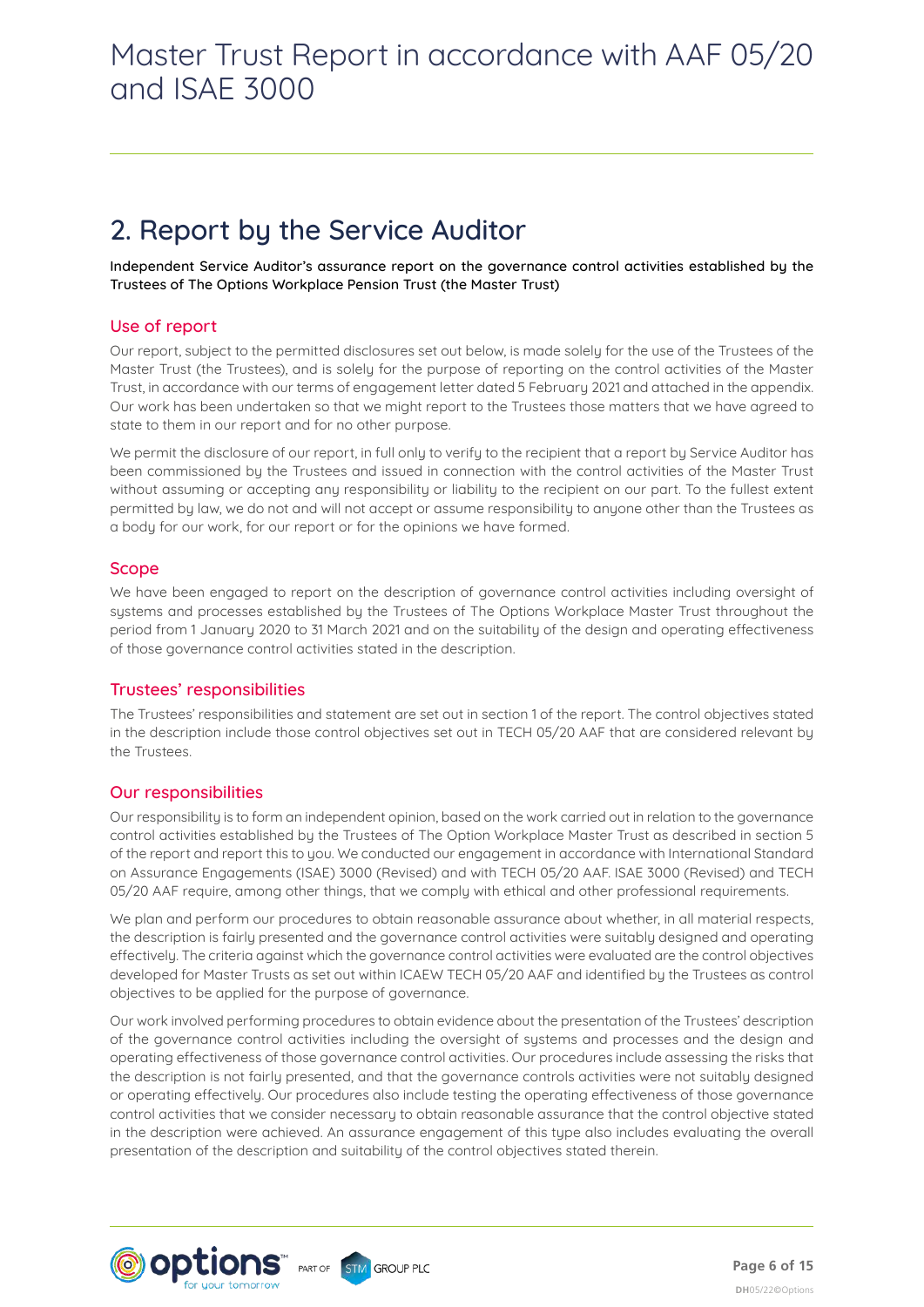## 2. Report by the Service Auditor

Independent Service Auditor's assurance report on the governance control activities established by the Trustees of The Options Workplace Pension Trust (the Master Trust)

### Use of report

Our report, subject to the permitted disclosures set out below, is made solely for the use of the Trustees of the Master Trust (the Trustees), and is solely for the purpose of reporting on the control activities of the Master Trust, in accordance with our terms of engagement letter dated 5 February 2021 and attached in the appendix. Our work has been undertaken so that we might report to the Trustees those matters that we have agreed to state to them in our report and for no other purpose.

We permit the disclosure of our report, in full only to verify to the recipient that a report by Service Auditor has been commissioned by the Trustees and issued in connection with the control activities of the Master Trust without assuming or accepting any responsibility or liability to the recipient on our part. To the fullest extent permitted by law, we do not and will not accept or assume responsibility to anyone other than the Trustees as a body for our work, for our report or for the opinions we have formed.

### Scope

We have been engaged to report on the description of governance control activities including oversight of systems and processes established by the Trustees of The Options Workplace Master Trust throughout the period from 1 January 2020 to 31 March 2021 and on the suitability of the design and operating effectiveness of those governance control activities stated in the description.

### Trustees' responsibilities

The Trustees' responsibilities and statement are set out in section 1 of the report. The control objectives stated in the description include those control objectives set out in TECH 05/20 AAF that are considered relevant by the Trustees.

### Our responsibilities

Our responsibility is to form an independent opinion, based on the work carried out in relation to the governance control activities established by the Trustees of The Option Workplace Master Trust as described in section 5 of the report and report this to you. We conducted our engagement in accordance with International Standard on Assurance Engagements (ISAE) 3000 (Revised) and with TECH 05/20 AAF. ISAE 3000 (Revised) and TECH 05/20 AAF require, among other things, that we comply with ethical and other professional requirements.

We plan and perform our procedures to obtain reasonable assurance about whether, in all material respects, the description is fairly presented and the governance control activities were suitably designed and operating effectively. The criteria against which the governance control activities were evaluated are the control objectives developed for Master Trusts as set out within ICAEW TECH 05/20 AAF and identified by the Trustees as control objectives to be applied for the purpose of governance.

Our work involved performing procedures to obtain evidence about the presentation of the Trustees' description of the governance control activities including the oversight of systems and processes and the design and operating effectiveness of those governance control activities. Our procedures include assessing the risks that the description is not fairly presented, and that the governance controls activities were not suitably designed or operating effectively. Our procedures also include testing the operating effectiveness of those governance control activities that we consider necessary to obtain reasonable assurance that the control objective stated in the description were achieved. An assurance engagement of this type also includes evaluating the overall presentation of the description and suitability of the control objectives stated therein.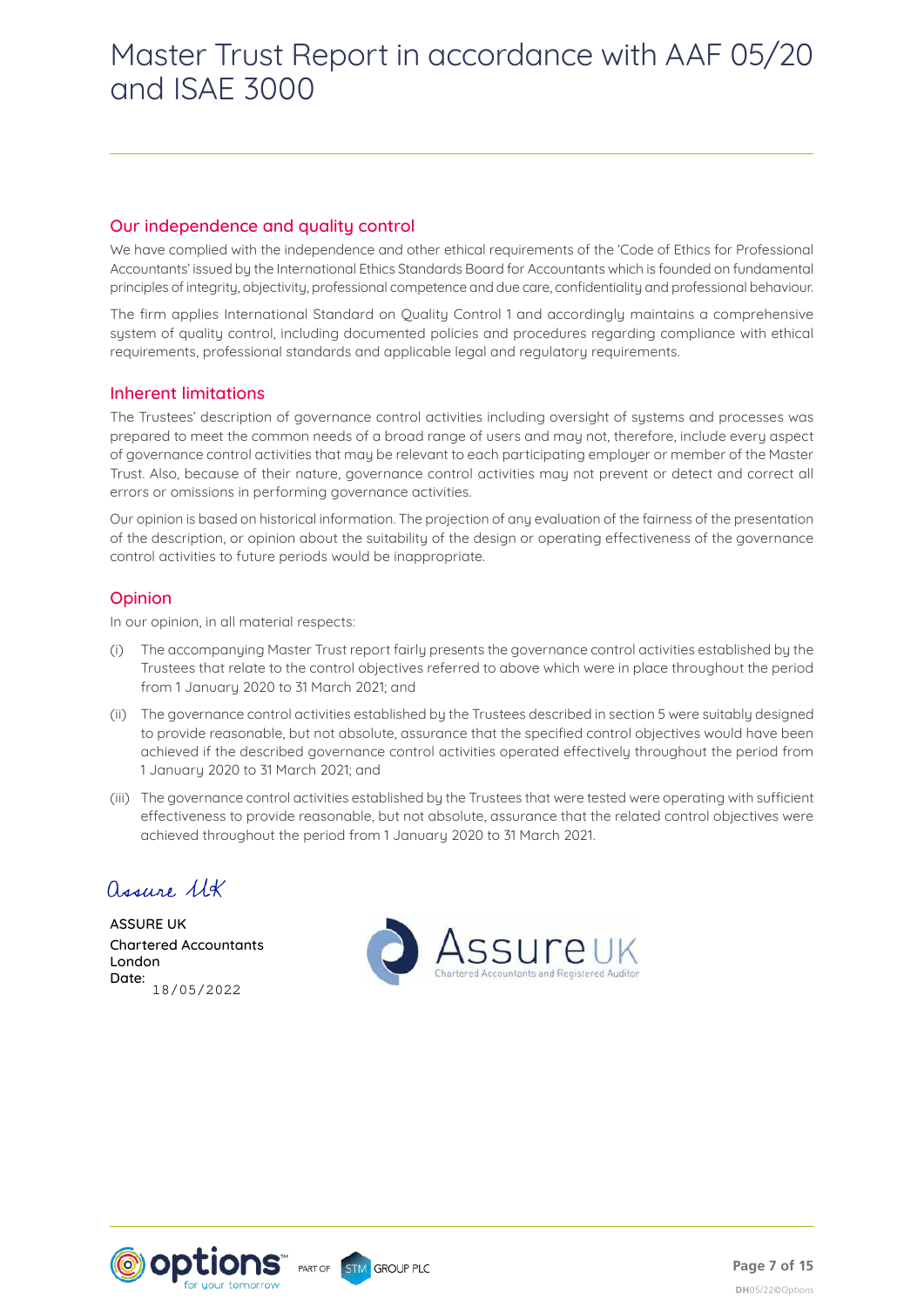## Our independence and quality control

We have complied with the independence and other ethical requirements of the 'Code of Ethics for Professional Accountants' issued by the International Ethics Standards Board for Accountants which is founded on fundamental principles of integrity, objectivity, professional competence and due care, confidentiality and professional behaviour.

The firm applies International Standard on Quality Control 1 and accordingly maintains a comprehensive system of quality control, including documented policies and procedures regarding compliance with ethical requirements, professional standards and applicable legal and regulatory requirements.

## Inherent limitations

The Trustees' description of governance control activities including oversight of systems and processes was prepared to meet the common needs of a broad range of users and may not, therefore, include every aspect of governance control activities that may be relevant to each participating employer or member of the Master Trust. Also, because of their nature, governance control activities may not prevent or detect and correct all errors or omissions in performing governance activities.

Our opinion is based on historical information. The projection of any evaluation of the fairness of the presentation of the description, or opinion about the suitability of the design or operating effectiveness of the governance control activities to future periods would be inappropriate.

## Opinion

In our opinion, in all material respects:

(i) The accompanying Master Trust report fairly presents the governance control activities established by the Trustees that relate to the control objectives referred to above which were in place throughout the period from 1 January 2020 to 31 March 2021; and

(ii) The governance control activities established by the Trustees described in section 5 were suitably designed to provide reasonable, but not absolute, assurance that the specified control objectives would have been achieved if the described governance control activities operated effectively throughout the period from 1 January 2020 to 31 March 2021; and

(iii) The governance control activities established by the Trustees that were tested were operating with sufficient effectiveness to provide reasonable, but not absolute, assurance that the related control objectives were achieved throughout the period from 1 January 2020 to 31 March 2021.

*Assure UK*

ASSURE UK
Chartered Accountants
London
Date: 18/05/2022

AssureUK
Chartered Accountants and Registered Auditor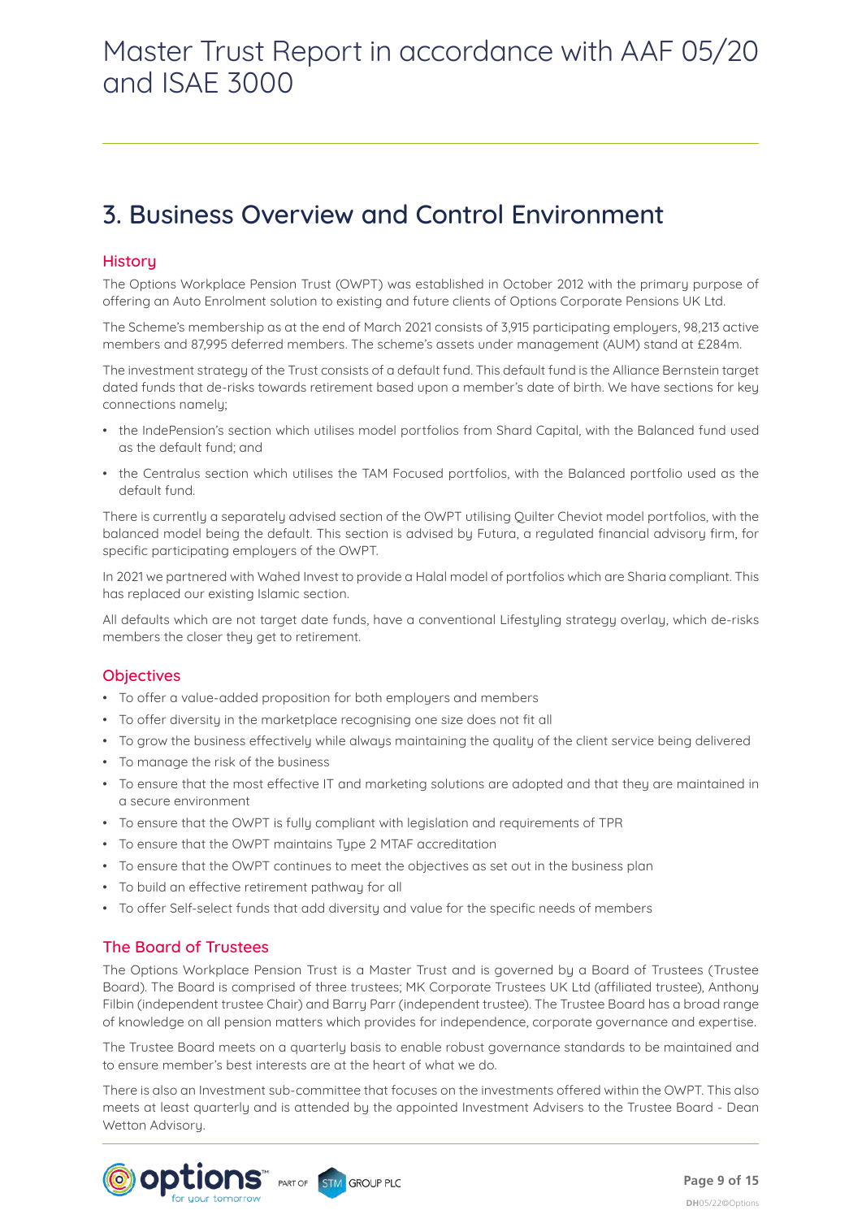## 3. Business Overview and Control Environment

### History

The Options Workplace Pension Trust (OWPT) was established in October 2012 with the primary purpose of offering an Auto Enrolment solution to existing and future clients of Options Corporate Pensions UK Ltd.

The Scheme's membership as at the end of March 2021 consists of 3,915 participating employers, 98,213 active members and 87,995 deferred members. The scheme's assets under management (AUM) stand at £284m.

The investment strategy of the Trust consists of a default fund. This default fund is the Alliance Bernstein target dated funds that de-risks towards retirement based upon a member's date of birth. We have sections for key connections namely;

- the IndePension's section which utilises model portfolios from Shard Capital, with the Balanced fund used as the default fund; and
- the Centralus section which utilises the TAM Focused portfolios, with the Balanced portfolio used as the default fund.

There is currently a separately advised section of the OWPT utilising Quilter Cheviot model portfolios, with the balanced model being the default. This section is advised by Futura, a regulated financial advisory firm, for specific participating employers of the OWPT.

In 2021 we partnered with Wahed Invest to provide a Halal model of portfolios which are Sharia compliant. This has replaced our existing Islamic section.

All defaults which are not target date funds, have a conventional Lifestyling strategy overlay, which de-risks members the closer they get to retirement.

### Objectives

- To offer a value-added proposition for both employers and members
- To offer diversity in the marketplace recognising one size does not fit all
- To grow the business effectively while always maintaining the quality of the client service being delivered
- To manage the risk of the business
- To ensure that the most effective IT and marketing solutions are adopted and that they are maintained in a secure environment
- To ensure that the OWPT is fully compliant with legislation and requirements of TPR
- To ensure that the OWPT maintains Type 2 MTAF accreditation
- To ensure that the OWPT continues to meet the objectives as set out in the business plan
- To build an effective retirement pathway for all
- To offer Self-select funds that add diversity and value for the specific needs of members

### The Board of Trustees

The Options Workplace Pension Trust is a Master Trust and is governed by a Board of Trustees (Trustee Board). The Board is comprised of three trustees; MK Corporate Trustees UK Ltd (affiliated trustee), Anthony Filbin (independent trustee Chair) and Barry Parr (independent trustee). The Trustee Board has a broad range of knowledge on all pension matters which provides for independence, corporate governance and expertise.

The Trustee Board meets on a quarterly basis to enable robust governance standards to be maintained and to ensure member's best interests are at the heart of what we do.

There is also an Investment sub-committee that focuses on the investments offered within the OWPT. This also meets at least quarterly and is attended by the appointed Investment Advisers to the Trustee Board - Dean Wetton Advisory.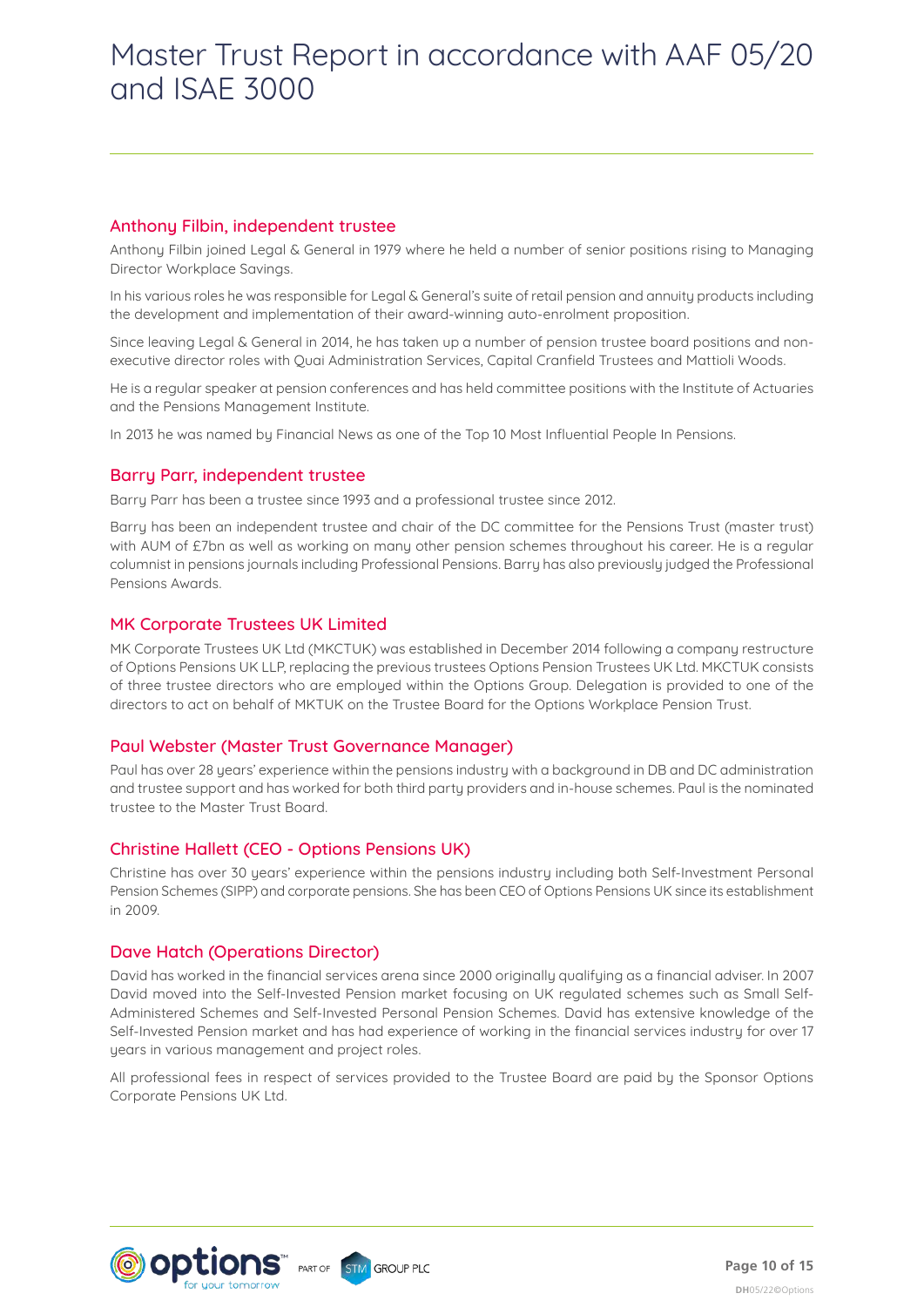## Anthony Filbin, independent trustee

Anthony Filbin joined Legal & General in 1979 where he held a number of senior positions rising to Managing Director Workplace Savings.

In his various roles he was responsible for Legal & General's suite of retail pension and annuity products including the development and implementation of their award-winning auto-enrolment proposition.

Since leaving Legal & General in 2014, he has taken up a number of pension trustee board positions and non-executive director roles with Quai Administration Services, Capital Cranfield Trustees and Mattioli Woods.

He is a regular speaker at pension conferences and has held committee positions with the Institute of Actuaries and the Pensions Management Institute.

In 2013 he was named by Financial News as one of the Top 10 Most Influential People In Pensions.

## Barry Parr, independent trustee

Barry Parr has been a trustee since 1993 and a professional trustee since 2012.

Barry has been an independent trustee and chair of the DC committee for the Pensions Trust (master trust) with AUM of £7bn as well as working on many other pension schemes throughout his career. He is a regular columnist in pensions journals including Professional Pensions. Barry has also previously judged the Professional Pensions Awards.

## MK Corporate Trustees UK Limited

MK Corporate Trustees UK Ltd (MKCTUK) was established in December 2014 following a company restructure of Options Pensions UK LLP, replacing the previous trustees Options Pension Trustees UK Ltd. MKCTUK consists of three trustee directors who are employed within the Options Group. Delegation is provided to one of the directors to act on behalf of MKTUK on the Trustee Board for the Options Workplace Pension Trust.

## Paul Webster (Master Trust Governance Manager)

Paul has over 28 years' experience within the pensions industry with a background in DB and DC administration and trustee support and has worked for both third party providers and in-house schemes. Paul is the nominated trustee to the Master Trust Board.

## Christine Hallett (CEO - Options Pensions UK)

Christine has over 30 years' experience within the pensions industry including both Self-Investment Personal Pension Schemes (SIPP) and corporate pensions. She has been CEO of Options Pensions UK since its establishment in 2009.

## Dave Hatch (Operations Director)

David has worked in the financial services arena since 2000 originally qualifying as a financial adviser. In 2007 David moved into the Self-Invested Pension market focusing on UK regulated schemes such as Small Self-Administered Schemes and Self-Invested Personal Pension Schemes. David has extensive knowledge of the Self-Invested Pension market and has had experience of working in the financial services industry for over 17 years in various management and project roles.

All professional fees in respect of services provided to the Trustee Board are paid by the Sponsor Options Corporate Pensions UK Ltd.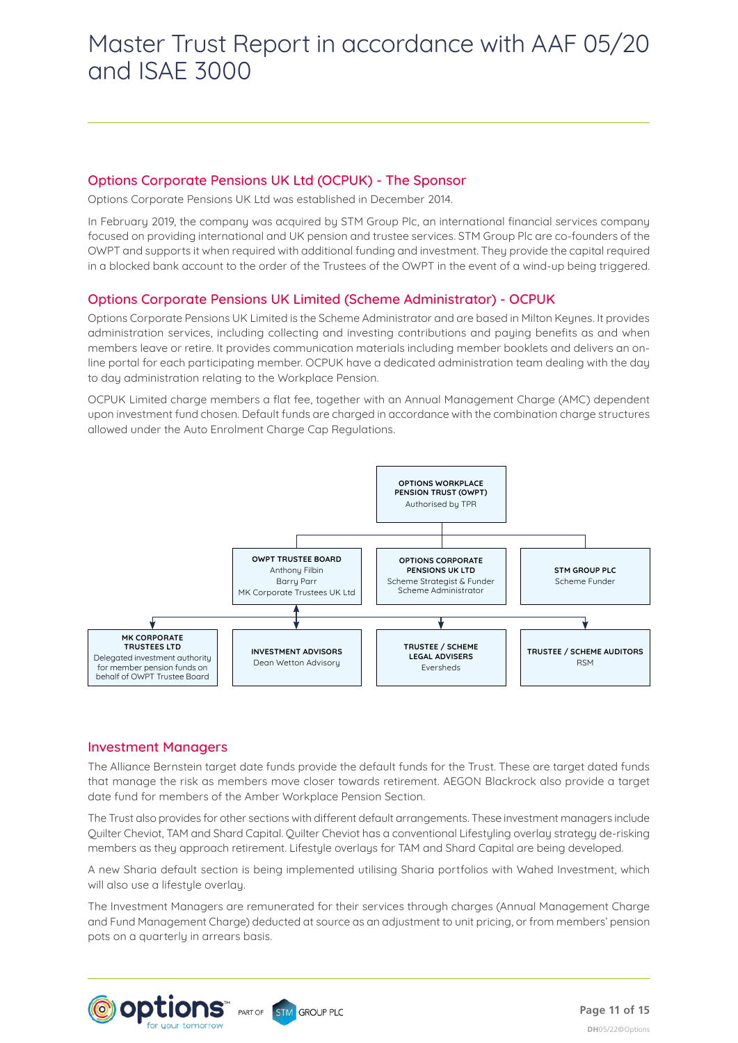## Options Corporate Pensions UK Ltd (OCPUK) - The Sponsor

Options Corporate Pensions UK Ltd was established in December 2014.

In February 2019, the company was acquired by STM Group Plc, an international financial services company focused on providing international and UK pension and trustee services. STM Group Plc are co-founders of the OWPT and supports it when required with additional funding and investment. They provide the capital required in a blocked bank account to the order of the Trustees of the OWPT in the event of a wind-up being triggered.

## Options Corporate Pensions UK Limited (Scheme Administrator) - OCPUK

Options Corporate Pensions UK Limited is the Scheme Administrator and are based in Milton Keynes. It provides administration services, including collecting and investing contributions and paying benefits as and when members leave or retire. It provides communication materials including member booklets and delivers an on-line portal for each participating member. OCPUK have a dedicated administration team dealing with the day to day administration relating to the Workplace Pension.

OCPUK Limited charge members a flat fee, together with an Annual Management Charge (AMC) dependent upon investment fund chosen. Default funds are charged in accordance with the combination charge structures allowed under the Auto Enrolment Charge Cap Regulations.

**OPTIONS WORKPLACE PENSION TRUST (OWPT)**
Authorised by TPR

- **OWPT TRUSTEE BOARD** – Anthony Filbin, Barry Parr, MK Corporate Trustees UK Ltd
- **OPTIONS CORPORATE PENSIONS UK LTD** – Scheme Strategist & Funder, Scheme Administrator
- **STM GROUP PLC** – Scheme Funder

- **MK CORPORATE TRUSTEES LTD** – Delegated investment authority for member pension funds on behalf of OWPT Trustee Board
- **INVESTMENT ADVISORS** – Dean Wetton Advisory
- **TRUSTEE / SCHEME LEGAL ADVISERS** – Eversheds
- **TRUSTEE / SCHEME AUDITORS** – RSM

## Investment Managers

The Alliance Bernstein target date funds provide the default funds for the Trust. These are target dated funds that manage the risk as members move closer towards retirement. AEGON Blackrock also provide a target date fund for members of the Amber Workplace Pension Section.

The Trust also provides for other sections with different default arrangements. These investment managers include Quilter Cheviot, TAM and Shard Capital. Quilter Cheviot has a conventional Lifestyling overlay strategy de-risking members as they approach retirement. Lifestyle overlays for TAM and Shard Capital are being developed.

A new Sharia default section is being implemented utilising Sharia portfolios with Wahed Investment, which will also use a lifestyle overlay.

The Investment Managers are remunerated for their services through charges (Annual Management Charge and Fund Management Charge) deducted at source as an adjustment to unit pricing, or from members' pension pots on a quarterly in arrears basis.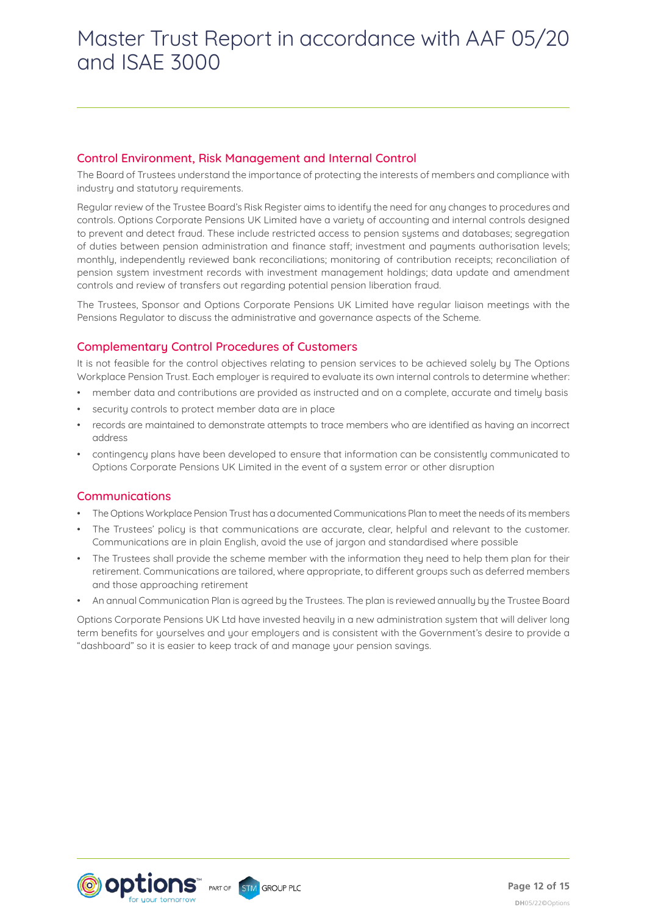## Control Environment, Risk Management and Internal Control

The Board of Trustees understand the importance of protecting the interests of members and compliance with industry and statutory requirements.

Regular review of the Trustee Board's Risk Register aims to identify the need for any changes to procedures and controls. Options Corporate Pensions UK Limited have a variety of accounting and internal controls designed to prevent and detect fraud. These include restricted access to pension systems and databases; segregation of duties between pension administration and finance staff; investment and payments authorisation levels; monthly, independently reviewed bank reconciliations; monitoring of contribution receipts; reconciliation of pension system investment records with investment management holdings; data update and amendment controls and review of transfers out regarding potential pension liberation fraud.

The Trustees, Sponsor and Options Corporate Pensions UK Limited have regular liaison meetings with the Pensions Regulator to discuss the administrative and governance aspects of the Scheme.

## Complementary Control Procedures of Customers

It is not feasible for the control objectives relating to pension services to be achieved solely by The Options Workplace Pension Trust. Each employer is required to evaluate its own internal controls to determine whether:

- member data and contributions are provided as instructed and on a complete, accurate and timely basis
- security controls to protect member data are in place
- records are maintained to demonstrate attempts to trace members who are identified as having an incorrect address
- contingency plans have been developed to ensure that information can be consistently communicated to Options Corporate Pensions UK Limited in the event of a system error or other disruption

## Communications

- The Options Workplace Pension Trust has a documented Communications Plan to meet the needs of its members
- The Trustees' policy is that communications are accurate, clear, helpful and relevant to the customer. Communications are in plain English, avoid the use of jargon and standardised where possible
- The Trustees shall provide the scheme member with the information they need to help them plan for their retirement. Communications are tailored, where appropriate, to different groups such as deferred members and those approaching retirement
- An annual Communication Plan is agreed by the Trustees. The plan is reviewed annually by the Trustee Board

Options Corporate Pensions UK Ltd have invested heavily in a new administration system that will deliver long term benefits for yourselves and your employers and is consistent with the Government's desire to provide a "dashboard" so it is easier to keep track of and manage your pension savings.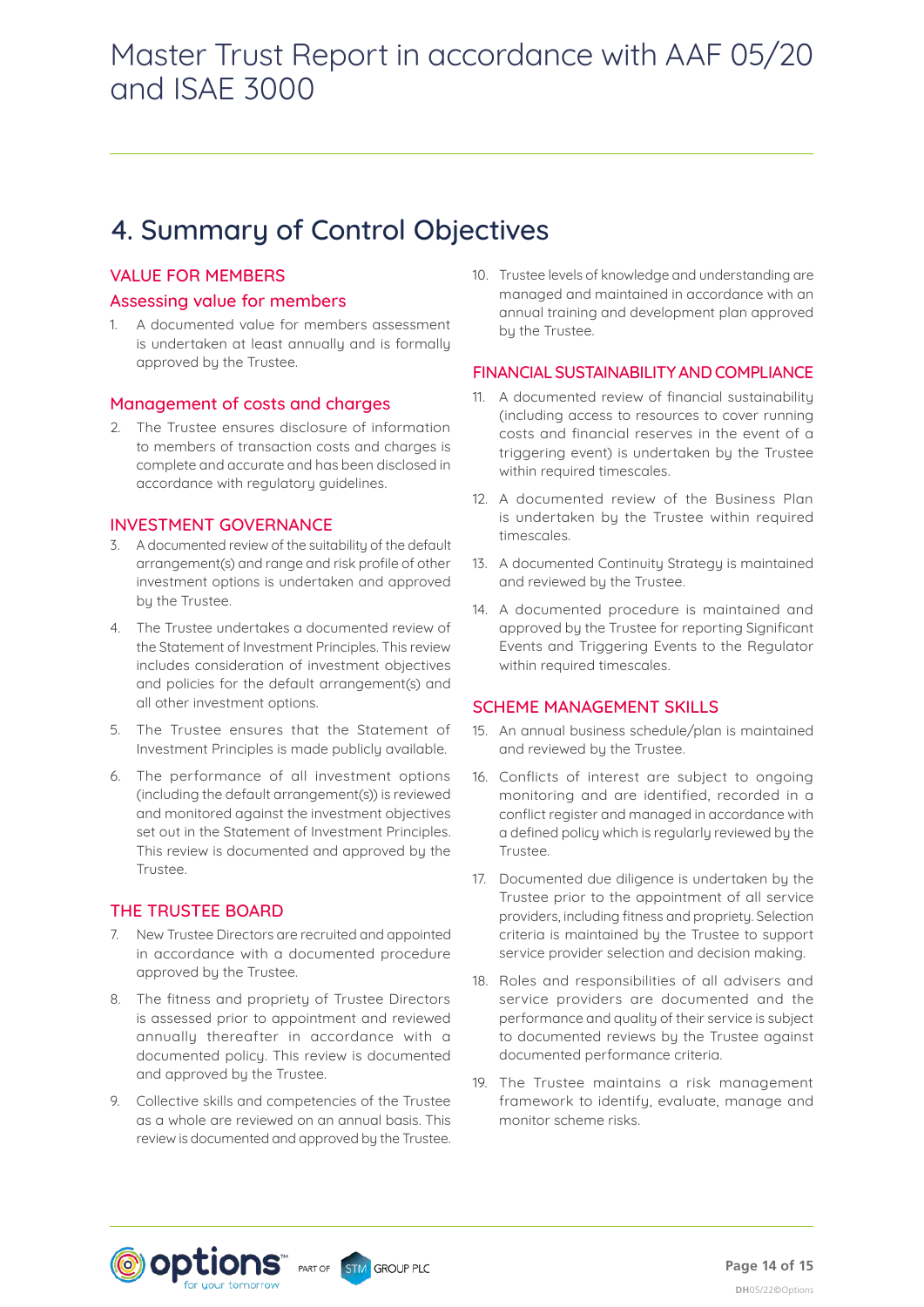## 4. Summary of Control Objectives

### VALUE FOR MEMBERS

#### Assessing value for members

1. A documented value for members assessment is undertaken at least annually and is formally approved by the Trustee.

#### Management of costs and charges

2. The Trustee ensures disclosure of information to members of transaction costs and charges is complete and accurate and has been disclosed in accordance with regulatory guidelines.

### INVESTMENT GOVERNANCE

3. A documented review of the suitability of the default arrangement(s) and range and risk profile of other investment options is undertaken and approved by the Trustee.
4. The Trustee undertakes a documented review of the Statement of Investment Principles. This review includes consideration of investment objectives and policies for the default arrangement(s) and all other investment options.
5. The Trustee ensures that the Statement of Investment Principles is made publicly available.
6. The performance of all investment options (including the default arrangement(s)) is reviewed and monitored against the investment objectives set out in the Statement of Investment Principles. This review is documented and approved by the Trustee.

### THE TRUSTEE BOARD

7. New Trustee Directors are recruited and appointed in accordance with a documented procedure approved by the Trustee.
8. The fitness and propriety of Trustee Directors is assessed prior to appointment and reviewed annually thereafter in accordance with a documented policy. This review is documented and approved by the Trustee.
9. Collective skills and competencies of the Trustee as a whole are reviewed on an annual basis. This review is documented and approved by the Trustee.
10. Trustee levels of knowledge and understanding are managed and maintained in accordance with an annual training and development plan approved by the Trustee.

### FINANCIAL SUSTAINABILITY AND COMPLIANCE

11. A documented review of financial sustainability (including access to resources to cover running costs and financial reserves in the event of a triggering event) is undertaken by the Trustee within required timescales.
12. A documented review of the Business Plan is undertaken by the Trustee within required timescales.
13. A documented Continuity Strategy is maintained and reviewed by the Trustee.
14. A documented procedure is maintained and approved by the Trustee for reporting Significant Events and Triggering Events to the Regulator within required timescales.

### SCHEME MANAGEMENT SKILLS

15. An annual business schedule/plan is maintained and reviewed by the Trustee.
16. Conflicts of interest are subject to ongoing monitoring and are identified, recorded in a conflict register and managed in accordance with a defined policy which is regularly reviewed by the Trustee.
17. Documented due diligence is undertaken by the Trustee prior to the appointment of all service providers, including fitness and propriety. Selection criteria is maintained by the Trustee to support service provider selection and decision making.
18. Roles and responsibilities of all advisers and service providers are documented and the performance and quality of their service is subject to documented reviews by the Trustee against documented performance criteria.
19. The Trustee maintains a risk management framework to identify, evaluate, manage and monitor scheme risks.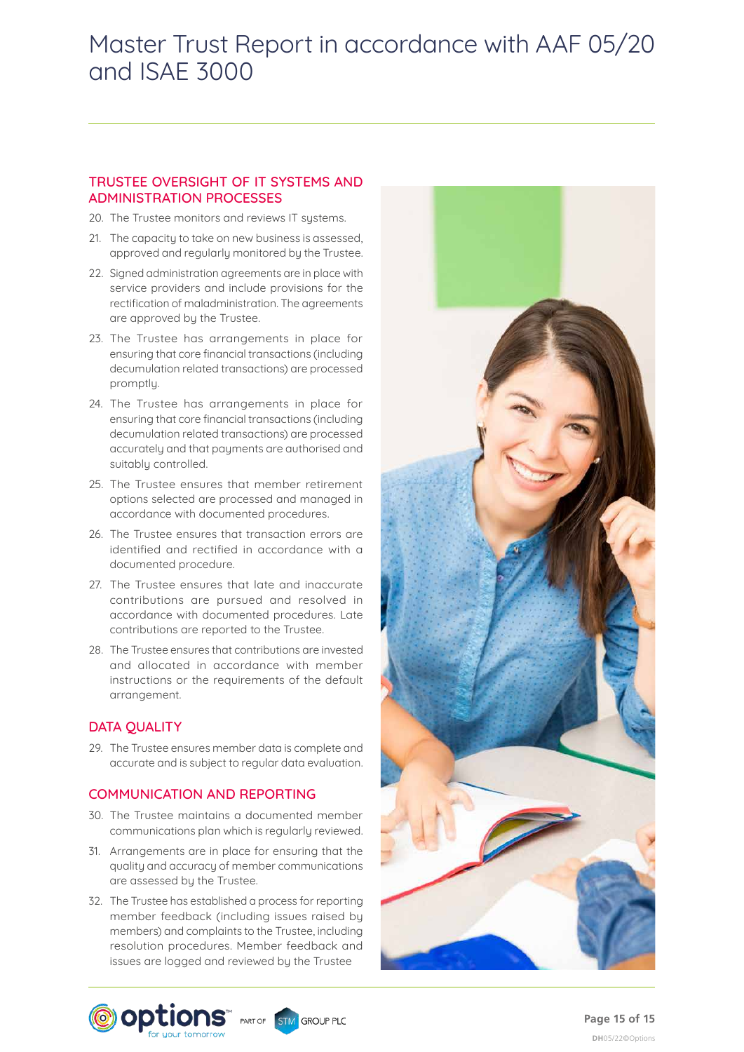## TRUSTEE OVERSIGHT OF IT SYSTEMS AND ADMINISTRATION PROCESSES

20. The Trustee monitors and reviews IT systems.
21. The capacity to take on new business is assessed, approved and regularly monitored by the Trustee.
22. Signed administration agreements are in place with service providers and include provisions for the rectification of maladministration. The agreements are approved by the Trustee.
23. The Trustee has arrangements in place for ensuring that core financial transactions (including decumulation related transactions) are processed promptly.
24. The Trustee has arrangements in place for ensuring that core financial transactions (including decumulation related transactions) are processed accurately and that payments are authorised and suitably controlled.
25. The Trustee ensures that member retirement options selected are processed and managed in accordance with documented procedures.
26. The Trustee ensures that transaction errors are identified and rectified in accordance with a documented procedure.
27. The Trustee ensures that late and inaccurate contributions are pursued and resolved in accordance with documented procedures. Late contributions are reported to the Trustee.
28. The Trustee ensures that contributions are invested and allocated in accordance with member instructions or the requirements of the default arrangement.

## DATA QUALITY

29. The Trustee ensures member data is complete and accurate and is subject to regular data evaluation.

## COMMUNICATION AND REPORTING

30. The Trustee maintains a documented member communications plan which is regularly reviewed.
31. Arrangements are in place for ensuring that the quality and accuracy of member communications are assessed by the Trustee.
32. The Trustee has established a process for reporting member feedback (including issues raised by members) and complaints to the Trustee, including resolution procedures. Member feedback and issues are logged and reviewed by the Trustee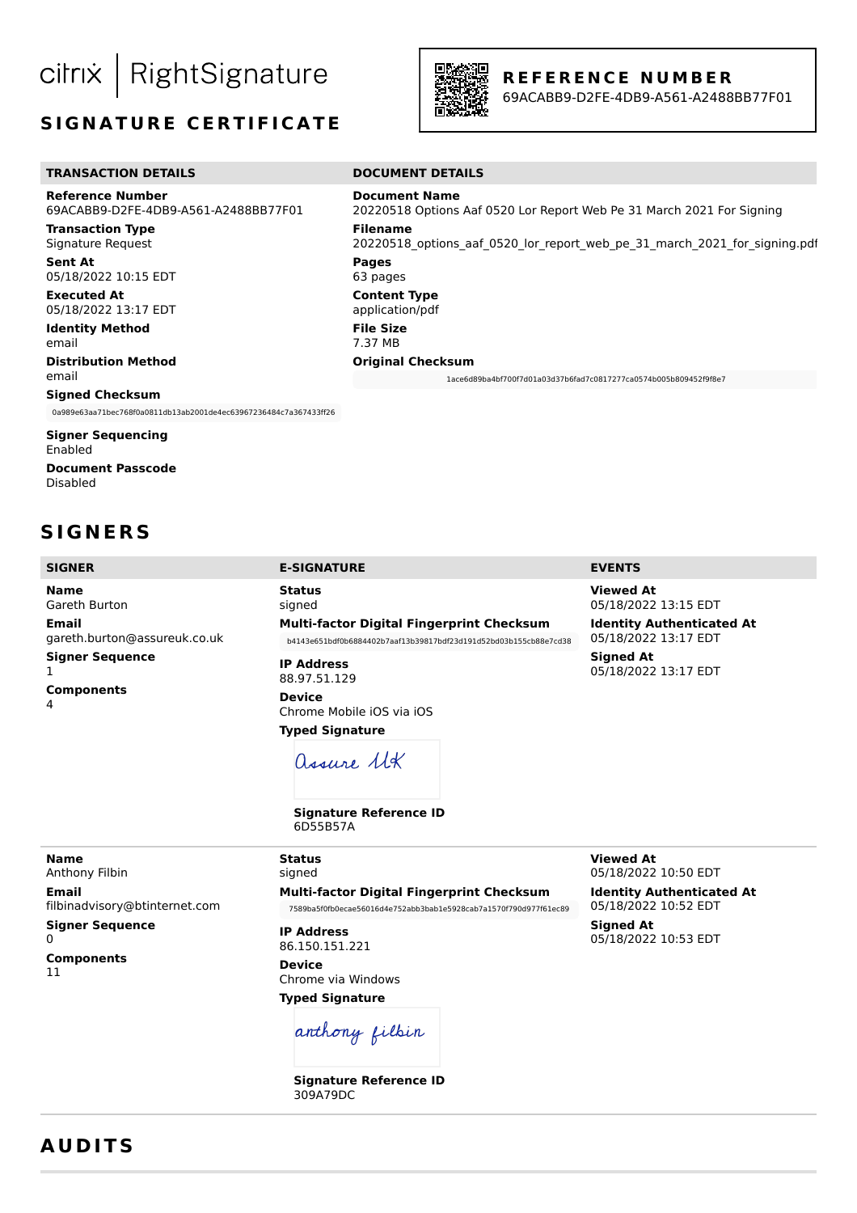citrix | RightSignature

## SIGNATURE CERTIFICATE

**REFERENCE NUMBER**
69ACABB9-D2FE-4DB9-A561-A2488BB77F01

### TRANSACTION DETAILS

**Reference Number**
69ACABB9-D2FE-4DB9-A561-A2488BB77F01

**Transaction Type**
Signature Request

**Sent At**
05/18/2022 10:15 EDT

**Executed At**
05/18/2022 13:17 EDT

**Identity Method**
email

**Distribution Method**
email

**Signed Checksum**
0a989e63aa71bec768f0a0811db13ab2001de4ec63967236484c7a367433ff26

**Signer Sequencing**
Enabled

**Document Passcode**
Disabled

### DOCUMENT DETAILS

**Document Name**
20220518 Options Aaf 0520 Lor Report Web Pe 31 March 2021 For Signing

**Filename**
20220518_options_aaf_0520_lor_report_web_pe_31_march_2021_for_signing.pdf

**Pages**
63 pages

**Content Type**
application/pdf

**File Size**
7.37 MB

**Original Checksum**
1ace6d89ba4bf700f7d01a03d37b6fad7c0817277ca0574b005b809452f9f8e7

## SIGNERS

| SIGNER | E-SIGNATURE | EVENTS |
|---|---|---|
| **Name** Gareth Burton<br>**Email** gareth.burton@assureuk.co.uk<br>**Signer Sequence** 1<br>**Components** 4 | **Status** signed<br>**Multi-factor Digital Fingerprint Checksum** b4143e651bdf0b6884402b7aaf13b39817bdf23d191d52bd03b155cb88e7cd38<br>**IP Address** 88.97.51.129<br>**Device** Chrome Mobile iOS via iOS<br>**Typed Signature** Assure UK<br>**Signature Reference ID** 6D55B57A | **Viewed At** 05/18/2022 13:15 EDT<br>**Identity Authenticated At** 05/18/2022 13:17 EDT<br>**Signed At** 05/18/2022 13:17 EDT |
| **Name** Anthony Filbin<br>**Email** filbinadvisory@btinternet.com<br>**Signer Sequence** 0<br>**Components** 11 | **Status** signed<br>**Multi-factor Digital Fingerprint Checksum** 7589ba5f0fb0ecae56016d4e752abb3bab1e5928cab7a1570f790d977f61ec89<br>**IP Address** 86.150.151.221<br>**Device** Chrome via Windows<br>**Typed Signature** anthony filbin<br>**Signature Reference ID** 309A79DC | **Viewed At** 05/18/2022 10:50 EDT<br>**Identity Authenticated At** 05/18/2022 10:52 EDT<br>**Signed At** 05/18/2022 10:53 EDT |

## AUDITS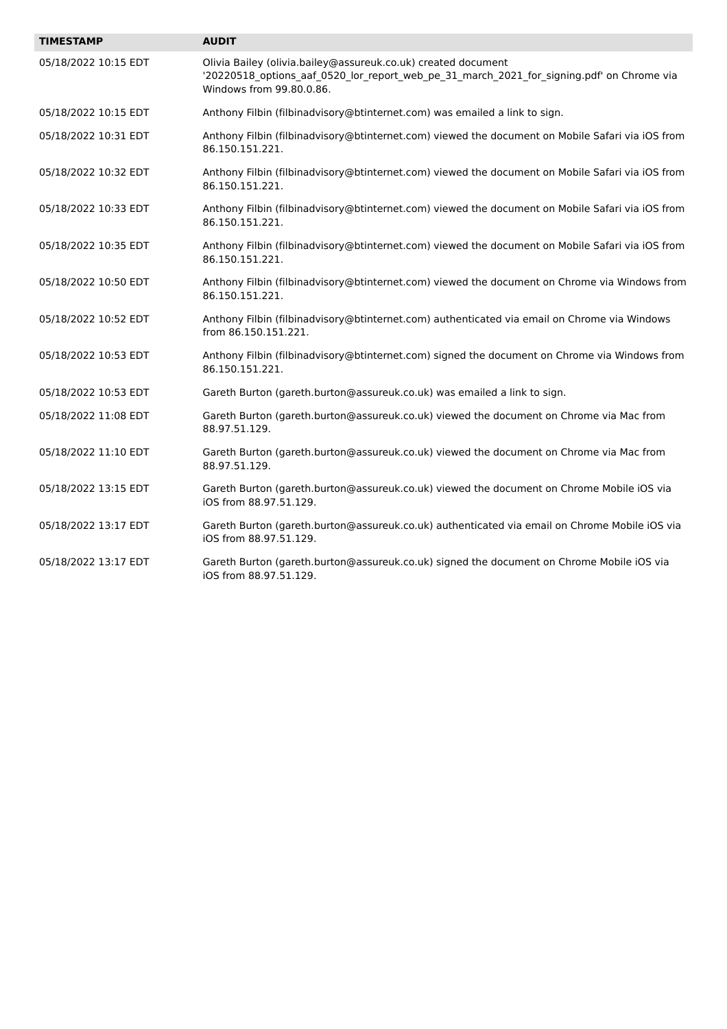| TIMESTAMP | AUDIT |
|---|---|
| 05/18/2022 10:15 EDT | Olivia Bailey (olivia.bailey@assureuk.co.uk) created document '20220518_options_aaf_0520_lor_report_web_pe_31_march_2021_for_signing.pdf' on Chrome via Windows from 99.80.0.86. |
| 05/18/2022 10:15 EDT | Anthony Filbin (filbinadvisory@btinternet.com) was emailed a link to sign. |
| 05/18/2022 10:31 EDT | Anthony Filbin (filbinadvisory@btinternet.com) viewed the document on Mobile Safari via iOS from 86.150.151.221. |
| 05/18/2022 10:32 EDT | Anthony Filbin (filbinadvisory@btinternet.com) viewed the document on Mobile Safari via iOS from 86.150.151.221. |
| 05/18/2022 10:33 EDT | Anthony Filbin (filbinadvisory@btinternet.com) viewed the document on Mobile Safari via iOS from 86.150.151.221. |
| 05/18/2022 10:35 EDT | Anthony Filbin (filbinadvisory@btinternet.com) viewed the document on Mobile Safari via iOS from 86.150.151.221. |
| 05/18/2022 10:50 EDT | Anthony Filbin (filbinadvisory@btinternet.com) viewed the document on Chrome via Windows from 86.150.151.221. |
| 05/18/2022 10:52 EDT | Anthony Filbin (filbinadvisory@btinternet.com) authenticated via email on Chrome via Windows from 86.150.151.221. |
| 05/18/2022 10:53 EDT | Anthony Filbin (filbinadvisory@btinternet.com) signed the document on Chrome via Windows from 86.150.151.221. |
| 05/18/2022 10:53 EDT | Gareth Burton (gareth.burton@assureuk.co.uk) was emailed a link to sign. |
| 05/18/2022 11:08 EDT | Gareth Burton (gareth.burton@assureuk.co.uk) viewed the document on Chrome via Mac from 88.97.51.129. |
| 05/18/2022 11:10 EDT | Gareth Burton (gareth.burton@assureuk.co.uk) viewed the document on Chrome via Mac from 88.97.51.129. |
| 05/18/2022 13:15 EDT | Gareth Burton (gareth.burton@assureuk.co.uk) viewed the document on Chrome Mobile iOS via iOS from 88.97.51.129. |
| 05/18/2022 13:17 EDT | Gareth Burton (gareth.burton@assureuk.co.uk) authenticated via email on Chrome Mobile iOS via iOS from 88.97.51.129. |
| 05/18/2022 13:17 EDT | Gareth Burton (gareth.burton@assureuk.co.uk) signed the document on Chrome Mobile iOS via iOS from 88.97.51.129. |